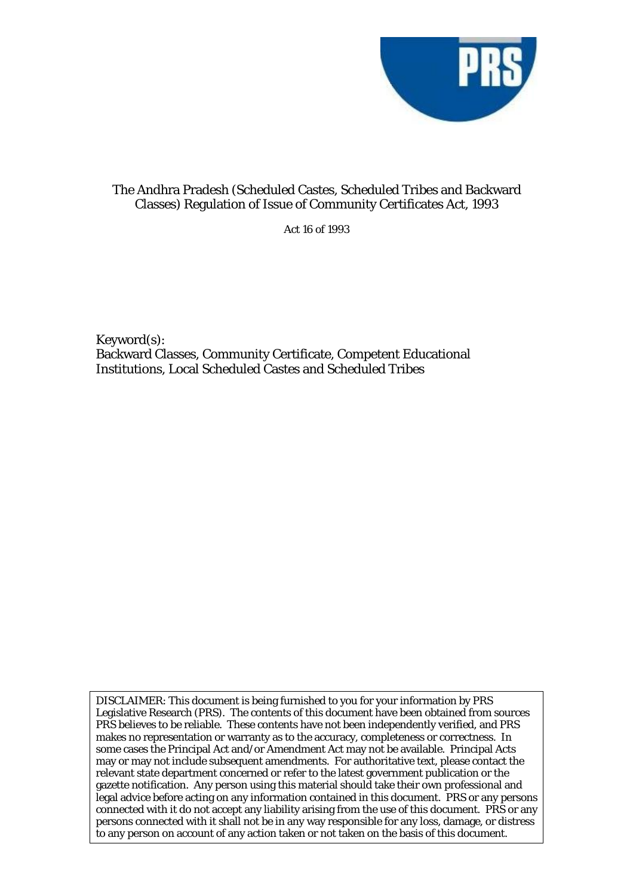# The Andhra Pradesh (Scheduled Castes, Scheduled Tribes and Backward Classes) Regulation of Issue of Community Certificates Act, 1993

Act 16 of 1993

Keyword(s):
Backward Classes, Community Certificate, Competent Educational Institutions, Local Scheduled Castes and Scheduled Tribes

DISCLAIMER: This document is being furnished to you for your information by PRS Legislative Research (PRS). The contents of this document have been obtained from sources PRS believes to be reliable. These contents have not been independently verified, and PRS makes no representation or warranty as to the accuracy, completeness or correctness. In some cases the Principal Act and/or Amendment Act may not be available. Principal Acts may or may not include subsequent amendments. For authoritative text, please contact the relevant state department concerned or refer to the latest government publication or the gazette notification. Any person using this material should take their own professional and legal advice before acting on any information contained in this document. PRS or any persons connected with it do not accept any liability arising from the use of this document. PRS or any persons connected with it shall not be in any way responsible for any loss, damage, or distress to any person on account of any action taken or not taken on the basis of this document.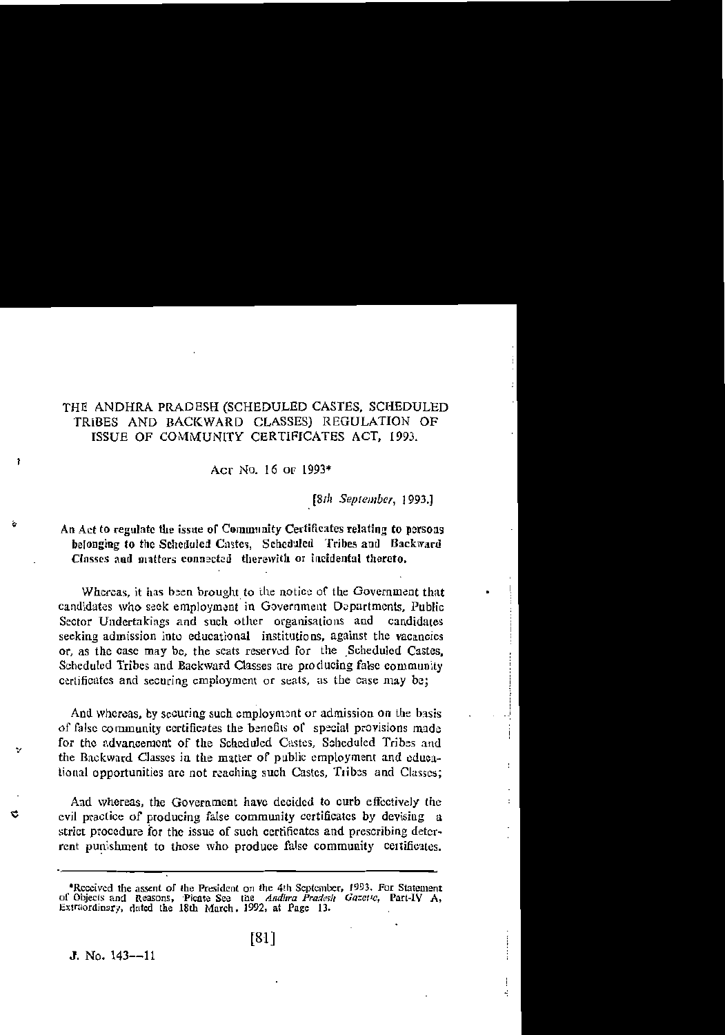# THE ANDHRA PRADESH (SCHEDULED CASTES, SCHEDULED TRIBES AND BACKWARD CLASSES) REGULATION OF ISSUE OF COMMUNITY CERTIFICATES ACT, 1993.

ACT NO. 16 OF 1993*

*[8th September, 1993.]*

**An Act to regulate the issue of Community Certificates relating to persons belonging to the Scheduled Castes, Scheduled Tribes and Backward Classes and matters connected therewith or incidental thereto.**

Whereas, it has been brought to the notice of the Government that candidates who seek employment in Government Departments, Public Sector Undertakings and such other organisations and candidates seeking admission into educational institutions, against the vacancies or, as the case may be, the seats reserved for the Scheduled Castes, Scheduled Tribes and Backward Classes are producing false community certificates and securing employment or seats, as the case may be;

And whereas, by securing such employment or admission on the basis of false community certificates the benefits of special provisions made for the advancement of the Scheduled Castes, Scheduled Tribes and the Backward Classes in the matter of public employment and educational opportunities are not reaching such Castes, Tribes and Classes;

And whereas, the Government have decided to curb effectively the evil practice of producing false community certificates by devising a strict procedure for the issue of such certificates and prescribing deterrent punishment to those who produce false community certificates.

---

*Received the assent of the President on the 4th September, 1993. For Statement of Objects and Reasons, Please See the *Andhra Pradesh Gazette*, Part-IV A, Extraordinary, dated the 18th March, 1992, at Page 13.

J. No. 143—11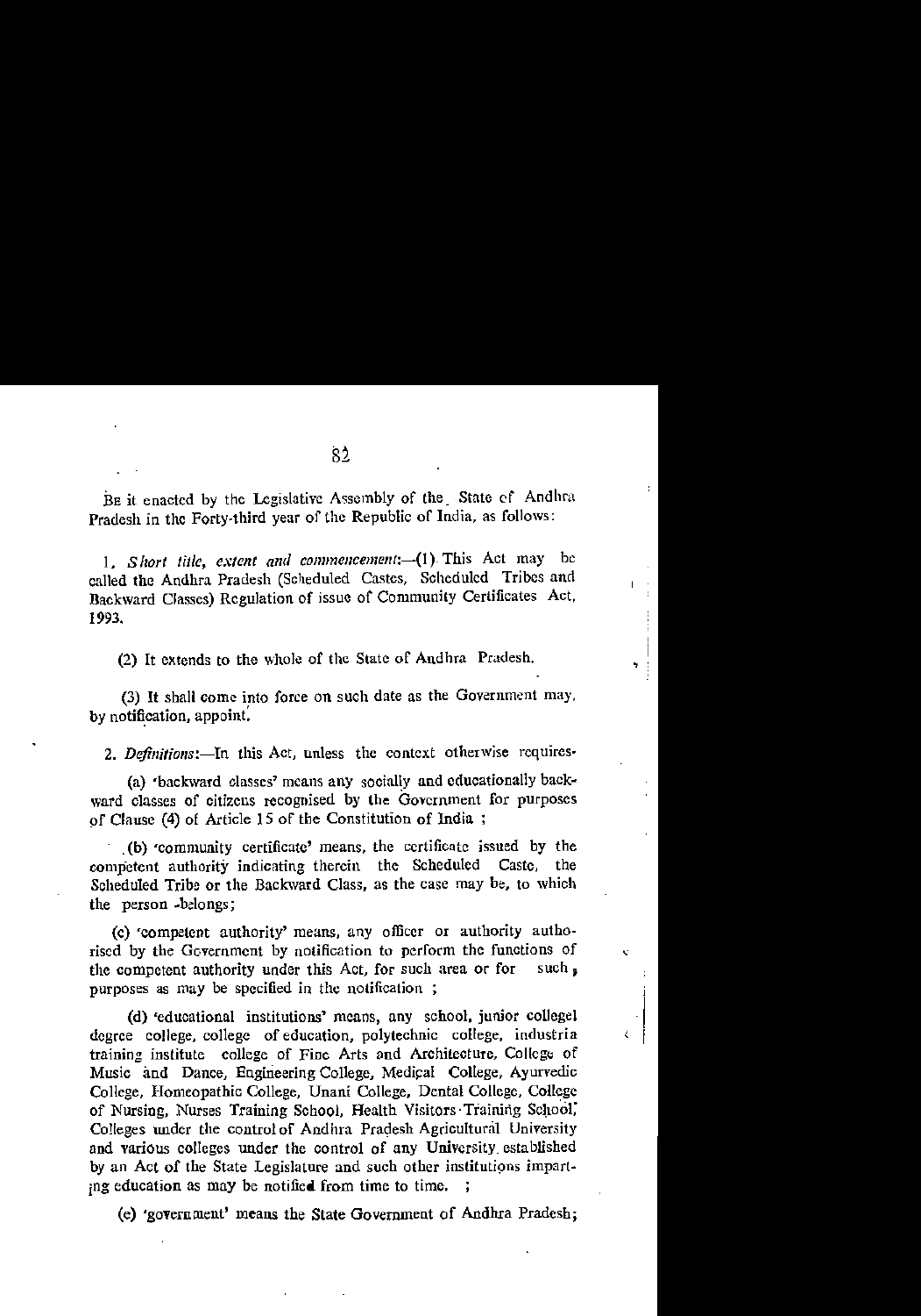Be it enacted by the Legislative Assembly of the State of Andhra Pradesh in the Forty-third year of the Republic of India, as follows:

1. *Short title, extent and commencement*:—(1) This Act may be called the Andhra Pradesh (Scheduled Castes, Scheduled Tribes and Backward Classes) Regulation of issue of Community Certificates Act, 1993.

(2) It extends to the whole of the State of Andhra Pradesh.

(3) It shall come into force on such date as the Government may, by notification, appoint.

2. *Definitions*:—In this Act, unless the context otherwise requires-

(a) 'backward classes' means any socially and educationally backward classes of citizens recognised by the Government for purposes of Clause (4) of Article 15 of the Constitution of India ;

(b) 'community certificate' means, the certificate issued by the competent authority indicating therein the Scheduled Caste, the Scheduled Tribe or the Backward Class, as the case may be, to which the person belongs;

(c) 'competent authority' means, any officer or authority authorised by the Government by notification to perform the functions of the competent authority under this Act, for such area or for such, purposes as may be specified in the notification ;

(d) 'educational institutions' means, any school, junior collegel degree college, college of education, polytechnic college, industria training institute college of Fine Arts and Architecture, College of Music and Dance, Engineering College, Medical College, Ayurvedic College, Homeopathic College, Unani College, Dental College, College of Nursing, Nurses Training School, Health Visitors Training School, Colleges under the control of Andhra Pradesh Agricultural University and various colleges under the control of any University established by an Act of the State Legislature and such other institutions imparting education as may be notified from time to time. ;

(e) 'government' means the State Government of Andhra Pradesh;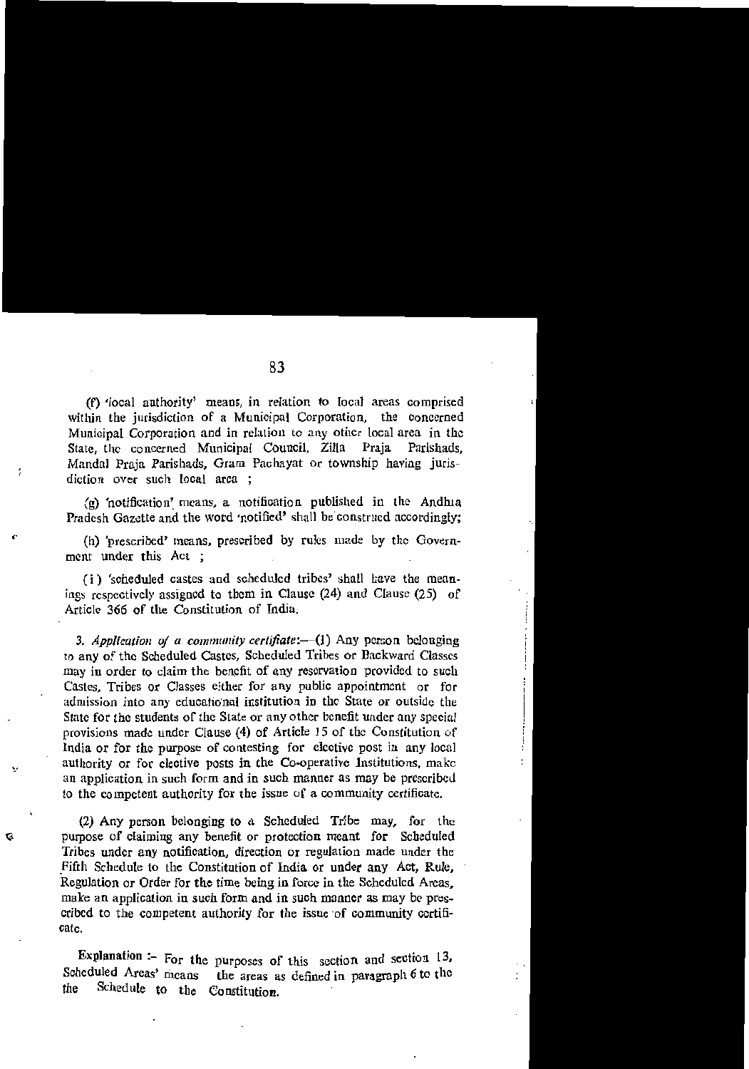(f) 'local authority' means, in relation to local areas comprised within the jurisdiction of a Municipal Corporation, the concerned Municipal Corporation and in relation to any other local area in the State, the concerned Municipal Council, Zilla Praja Parishads, Mandal Praja Parishads, Gram Pachayat or township having jurisdiction over such local area ;

(g) 'notification' means, a notification published in the Andhra Pradesh Gazette and the word 'notified' shall be construed accordingly;

(h) 'prescribed' means, prescribed by rules made by the Government under this Act ;

(i) 'scheduled castes and scheduled tribes' shall have the meanings respectively assigned to them in Clause (24) and Clause (25) of Article 366 of the Constitution of India.

3. *Application of a community certificate*:—(1) Any person belonging to any of the Scheduled Castes, Scheduled Tribes or Backward Classes may in order to claim the benefit of any reservation provided to such Castes, Tribes or Classes either for any public appointment or for admission into any educational institution in the State or outside the State for the students of the State or any other benefit under any special provisions made under Clause (4) of Article 15 of the Constitution of India or for the purpose of contesting for elective post in any local authority or for elective posts in the Co-operative Institutions, make an application in such form and in such manner as may be prescribed to the competent authority for the issue of a community certificate.

(2) Any person belonging to a Scheduled Tribe may, for the purpose of claiming any benefit or protection meant for Scheduled Tribes under any notification, direction or regulation made under the Fifth Schedule to the Constitution of India or under any Act, Rule, Regulation or Order for the time being in force in the Scheduled Areas, make an application in such form and in such manner as may be prescribed to the competent authority for the issue of community certificate.

**Explanation** :- For the purposes of this section and section 13, Scheduled Areas' means the areas as defined in paragraph 6 to the the Schedule to the Constitution.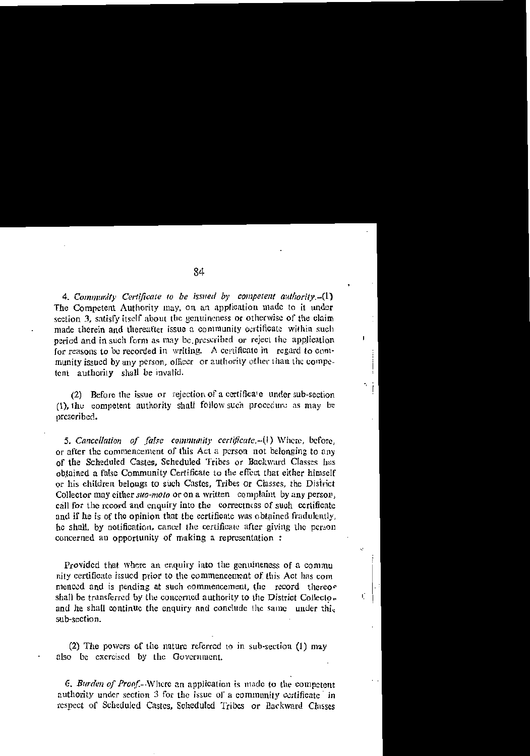4. *Community Certificate to be issued by competent authority*.–(1) The Competent Authority may, on an application made to it under section 3, satisfy itself about the genuineness or otherwise of the claim made therein and thereafter issue a community certificate within such period and in such form as may be prescribed or reject the application for reasons to be recorded in writing. A certificate in regard to community issued by any person, officer or authority other than the competent authority shall be invalid.

(2) Before the issue or rejection of a certificate under sub-section (1), the competent authority shall follow such procedure as may be prescribed.

5. *Cancellation of false community certificate*.–(1) Where, before, or after the commencement of this Act a person not belonging to any of the Scheduled Castes, Scheduled Tribes or Backward Classes has obtained a false Community Certificate to the effect that either himself or his children belongs to such Castes, Tribes or Classes, the District Collector may either *suo-moto* or on a written complaint by any person, call for the record and enquiry into the correctness of such certificate and if he is of the opinion that the certificate was obtained fradulently, he shall, by notification, cancel the certificate after giving the person concerned an opportunity of making a representation :

Provided that where an enquiry into the genuineness of a community certificate issued prior to the commencement of this Act has commenced and is pending at such commencement, the record thereof shall be transferred by the concerned authority to the District Collector and he shall continue the enquiry and conclude the same under this sub-section.

(2) The powers of the nature referred to in sub-section (1) may also be exercised by the Government.

6. *Burden of Proof*.–Where an application is made to the competent authority under section 3 for the issue of a community certificate in respect of Scheduled Castes, Scheduled Tribes or Backward Classes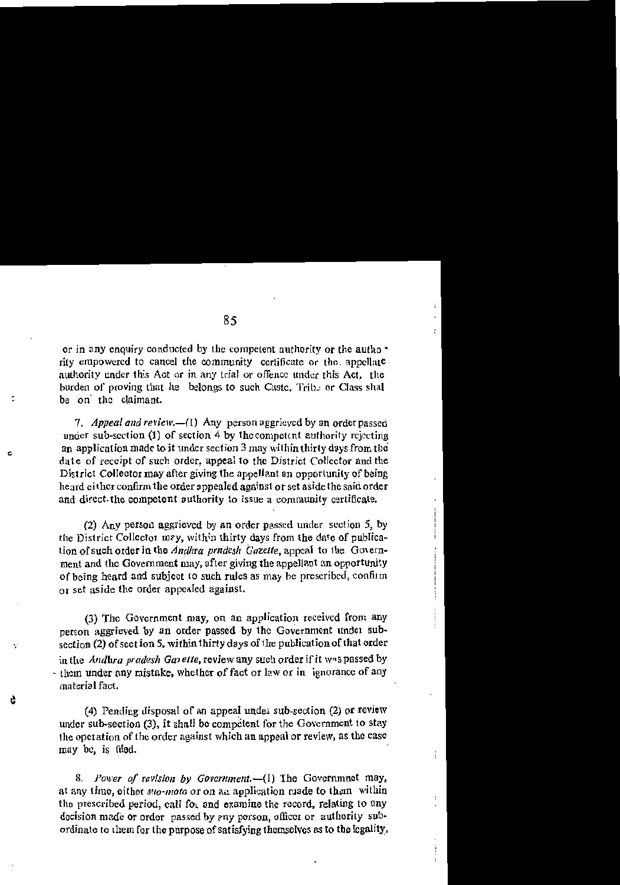or in any enquiry conducted by the competent authority or the authority empowered to cancel the community certificate or the appellate authority under this Act or in any trial or offence under this Act, the burden of proving that he belongs to such Caste, Tribe or Class shal be on the claimant.

7. *Appeal and review.*—(1) Any person aggrieved by an order passed under sub-section (1) of section 4 by the competent authority rejecting an application made to it under section 3 may within thirty days from the date of receipt of such order, appeal to the District Collector and the District Collector may after giving the appellant an opportunity of being heard either confirm the order appealed against or set aside the said order and direct the competent authority to issue a community certificate.

(2) Any person aggrieved by an order passed under section 5, by the District Collector may, within thirty days from the date of publication of such order in the *Andhra pradesh Gazette*, appeal to the Government and the Government may, after giving the appellant an opportunity of being heard and subject to such rules as may be prescribed, confirm or set aside the order appealed against.

(3) The Government may, on an application received from any person aggrieved by an order passed by the Government under sub-section (2) of section 5, within thirty days of the publication of that order in the *Andhra pradesh Gazette*, review any such order if it was passed by them under any mistake, whether of fact or law or in ignorance of any material fact.

(4) Pending disposal of an appeal under sub-section (2) or review under sub-section (3), it shall be competent for the Government to stay the operation of the order against which an appeal or review, as the case may be, is filed.

8. *Power of revision by Government.*—(1) The Government may, at any time, either *suo-moto* or on an application made to them within the prescribed period, call for and examine the record, relating to any decision made or order passed by any person, officer or authority subordinate to them for the purpose of satisfying themselves as to the legality,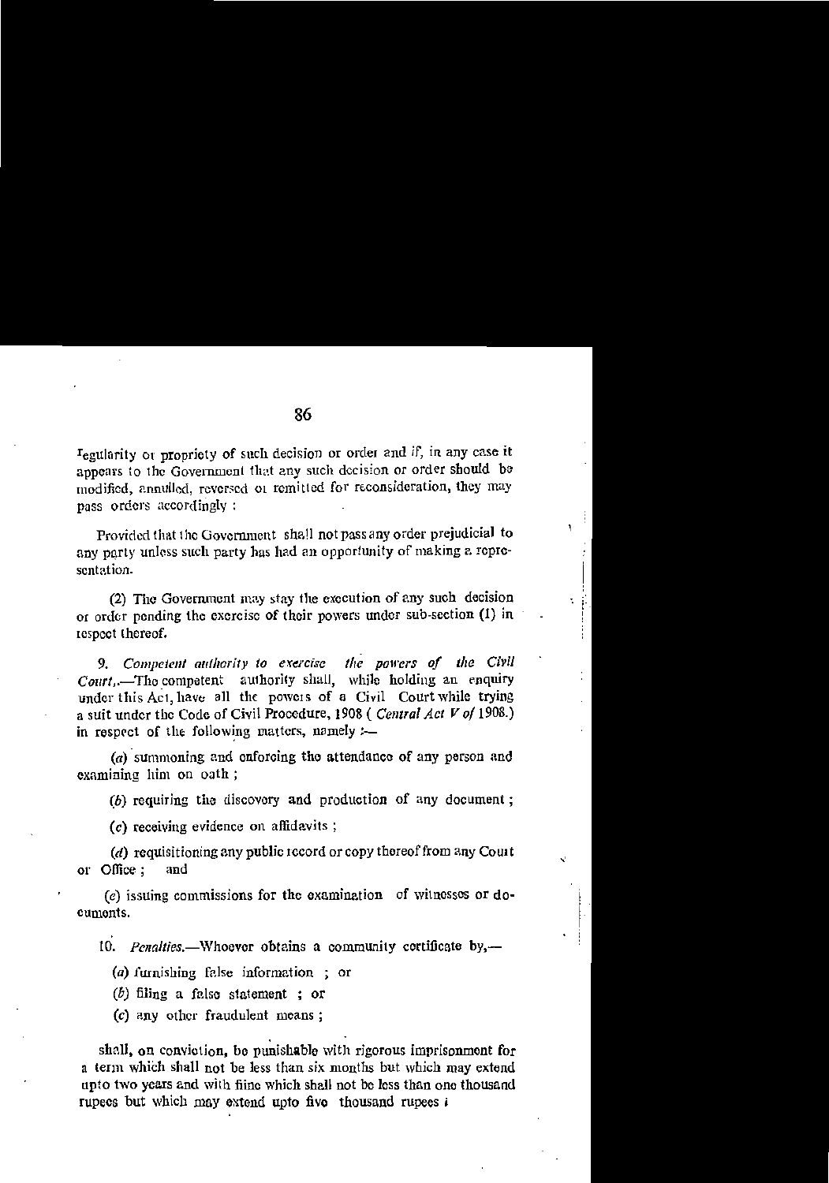regularity or propriety of such decision or order and if, in any case it appears to the Government that any such decision or order should be modified, annulled, reversed or remitted for reconsideration, they may pass orders accordingly :

Provided that the Government shall not pass any order prejudicial to any party unless such party has had an opportunity of making a representation.

(2) The Government may stay the execution of any such decision or order pending the exercise of their powers under sub-section (1) in respect thereof.

9. *Competent authority to exercise the powers of the Civil Court.*—The competent authority shall, while holding an enquiry under this Act, have all the powers of a Civil Court while trying a suit under the Code of Civil Procedure, 1908 ( *Central Act V of* 1908.) in respect of the following matters, namely :—

(*a*) summoning and enforcing the attendance of any person and examining him on oath ;

(*b*) requiring the discovery and production of any document ;

(*c*) receiving evidence on affidavits ;

(*d*) requisitioning any public record or copy thereof from any Court or Office ; and

(*e*) issuing commissions for the examination of witnesses or documents.

10. *Penalties.*—Whoever obtains a community certificate by,—

(*a*) furnishing false information ; or

(*b*) filing a false statement ; or

(*c*) any other fraudulent means ;

shall, on conviction, be punishable with rigorous imprisonment for a term which shall not be less than six months but which may extend upto two years and with fine which shall not be less than one thousand rupees but which may extend upto five thousand rupees :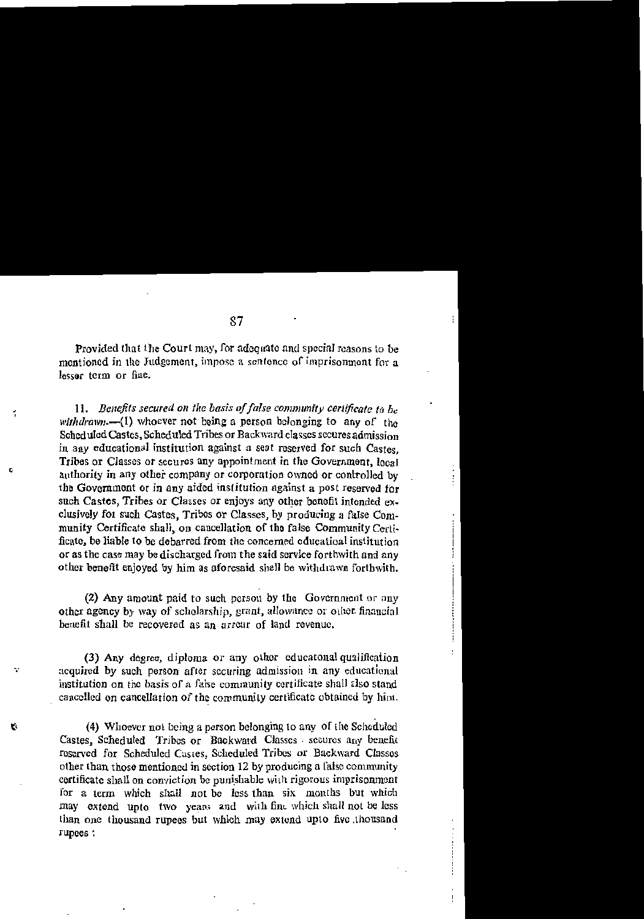Provided that the Court may, for adequate and special reasons to be mentioned in the Judgement, impose a sentence of imprisonment for a lesser term or fine.

11. *Benefits secured on the basis of false community certificate to be withdrawn.*—(1) whoever not being a person belonging to any of the Scheduled Castes, Scheduled Tribes or Backward classes secures admission in any educational institution against a seat reserved for such Castes, Tribes or Classes or secures any appointment in the Government, local authority in any other company or corporation owned or controlled by the Government or in any aided institution against a post reserved for such Castes, Tribes or Classes or enjoys any other benefit intended exclusively for such Castes, Tribes or Classes, by producing a false Community Certificate shall, on cancellation of the false Community Certificate, be liable to be debarred from the concerned educational institution or as the case may be discharged from the said service forthwith and any other benefit enjoyed by him as aforesaid shall be withdrawn forthwith.

(2) Any amount paid to such person by the Government or any other agency by way of scholarship, grant, allowance or other financial benefit shall be recovered as an arrear of land revenue.

(3) Any degree, diploma or any other educatonal qualification acquired by such person after securing admission in any educational institution on the basis of a false community certificate shall also stand cancelled on cancellation of the community certificate obtained by him.

(4) Whoever not being a person belonging to any of the Scheduled Castes, Scheduled Tribes or Backward Classes secures any benefit reserved for Scheduled Castes, Scheduled Tribes or Backward Classes other than those mentioned in section 12 by producing a false community certificate shall on conviction be punishable with rigorous imprisonment for a term which shall not be less than six months but which may extend upto two years and with fine which shall not be less than one thousand rupees but which may extend upto five thousand rupees :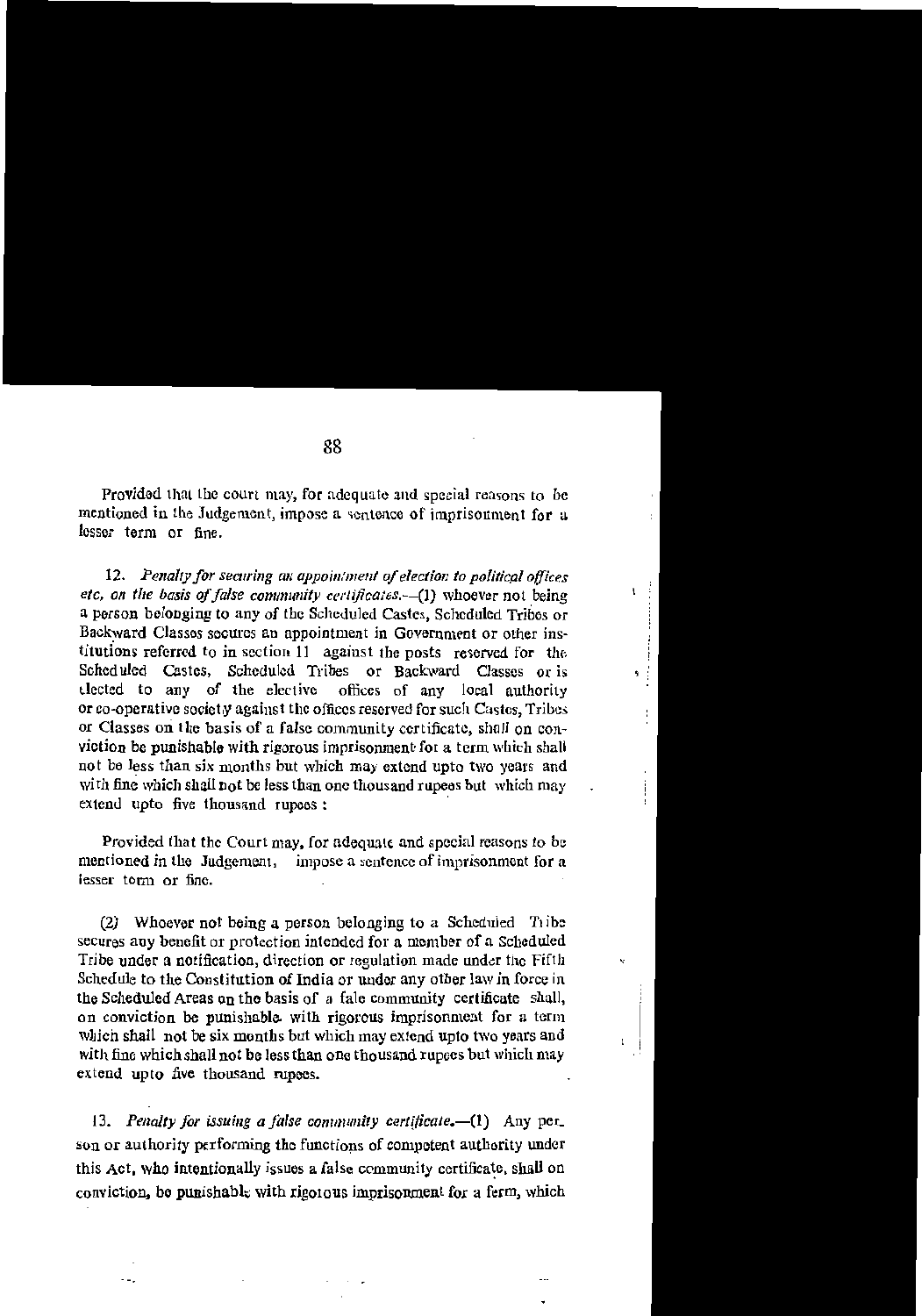Provided that the court may, for adequate and special reasons to be mentioned in the Judgement, impose a sentence of imprisonment for a lesser term or fine.

12. *Penalty for securing an appointment of election to political offices etc, on the basis of false community certificates.*—(1) whoever not being a person belonging to any of the Scheduled Castes, Scheduled Tribes or Backward Classes secures an appointment in Government or other institutions referred to in section 11 against the posts reserved for the Scheduled Castes, Scheduled Tribes or Backward Classes or is elected to any of the elective offices of any local authority or co-operative society against the offices reserved for such Castes, Tribes or Classes on the basis of a false community certificate, shall on conviction be punishable with rigorous imprisonment for a term which shall not be less than six months but which may extend upto two years and with fine which shall not be less than one thousand rupees but which may extend upto five thousand rupees :

Provided that the Court may, for adequate and special reasons to be mentioned in the Judgement, impose a sentence of imprisonment for a lesser term or fine.

(2) Whoever not being a person belonging to a Scheduled Tribe secures any benefit or protection intended for a member of a Scheduled Tribe under a notification, direction or regulation made under the Fifth Schedule to the Constitution of India or under any other law in force in the Scheduled Areas on the basis of a fale community certificate shall, on conviction be punishable with rigorous imprisonment for a term which shall not be six months but which may extend upto two years and with fine which shall not be less than one thousand rupees but which may extend upto five thousand rupees.

13. *Penalty for issuing a false community certificate.*—(1) Any person or authority performing the functions of competent authority under this Act, who intentionally issues a false community certificate, shall on conviction, be punishable with rigorous imprisonment for a ferm, which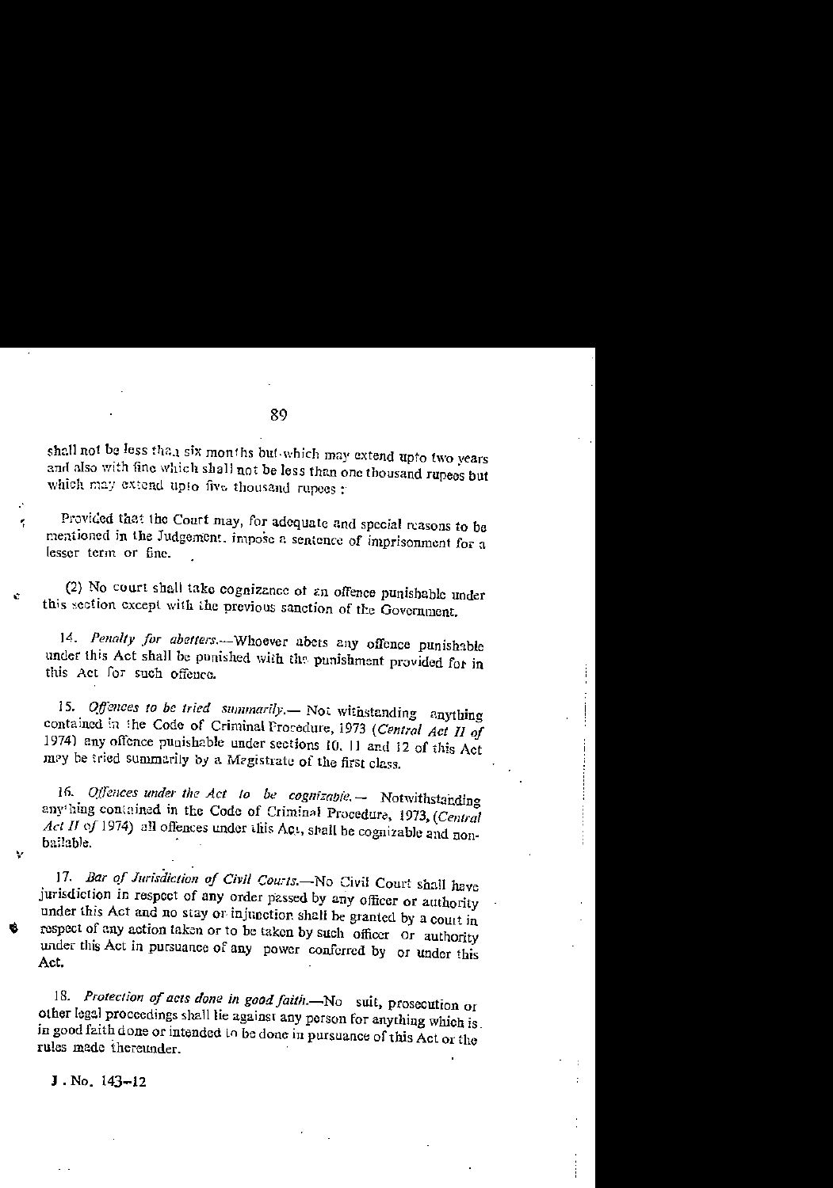shall not be less than six months but which may extend upto two years and also with fine which shall not be less than one thousand rupees but which may extend upto five thousand rupees :

Provided that the Court may, for adequate and special reasons to be mentioned in the Judgement, impose a sentence of imprisonment for a lesser term or fine.

(2) No court shall take cognizance of an offence punishable under this section except with the previous sanction of the Government.

14. *Penalty for abetters.*—Whoever abets any offence punishable under this Act shall be punished with the punishment provided for in this Act for such offence.

15. *Offences to be tried summarily.*— Notwithstanding anything contained in the Code of Criminal Procedure, 1973 (*Central Act II of* 1974) any offence punishable under sections 10, 11 and 12 of this Act may be tried summarily by a Magistrate of the first class.

16. *Offences under the Act to be cognizable.*— Notwithstanding anything contained in the Code of Criminal Procedure, 1973, (*Central Act II of* 1974) all offences under this Act, shall be cognizable and non-bailable.

17. *Bar of Jurisdiction of Civil Courts.*—No Civil Court shall have jurisdiction in respect of any order passed by any officer or authority under this Act and no stay or injunction shall be granted by a court in respect of any action taken or to be taken by such officer or authority under this Act in pursuance of any power conferred by or under this Act.

18. *Protection of acts done in good faith.*—No suit, prosecution or other legal proceedings shall lie against any person for anything which is in good faith done or intended to be done in pursuance of this Act or the rules made thereunder.

J. No. 143–12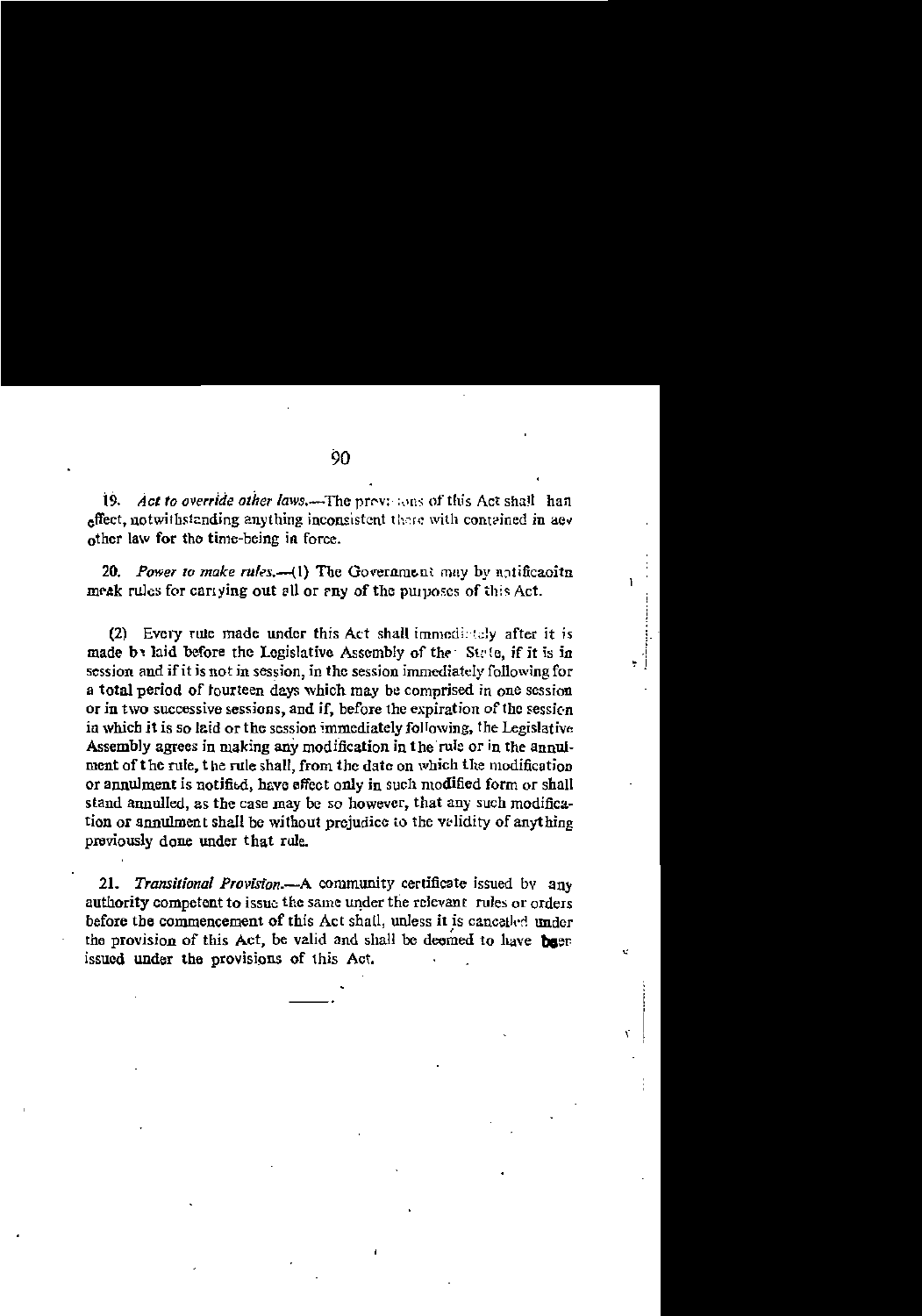19. *Act to override other laws.*—The provisions of this Act shall have effect, notwithstanding anything inconsistent there with contained in any other law for the time-being in force.

20. *Power to make rules.*—(1) The Government may by notification make rules for carrying out all or any of the purposes of this Act.

(2) Every rule made under this Act shall immediately after it is made be laid before the Legislative Assembly of the State, if it is in session and if it is not in session, in the session immediately following for a total period of fourteen days which may be comprised in one session or in two successive sessions, and if, before the expiration of the session in which it is so laid or the session immediately following, the Legislative Assembly agrees in making any modification in the rule or in the annulment of the rule, the rule shall, from the date on which the modification or annulment is notified, have effect only in such modified form or shall stand annulled, as the case may be so however, that any such modification or annulment shall be without prejudice to the validity of anything previously done under that rule.

21. *Transitional Provision.*—A community certificate issued by any authority competent to issue the same under the relevant rules or orders before the commencement of this Act shall, unless it is cancelled under the provision of this Act, be valid and shall be deemed to have been issued under the provisions of this Act.

———